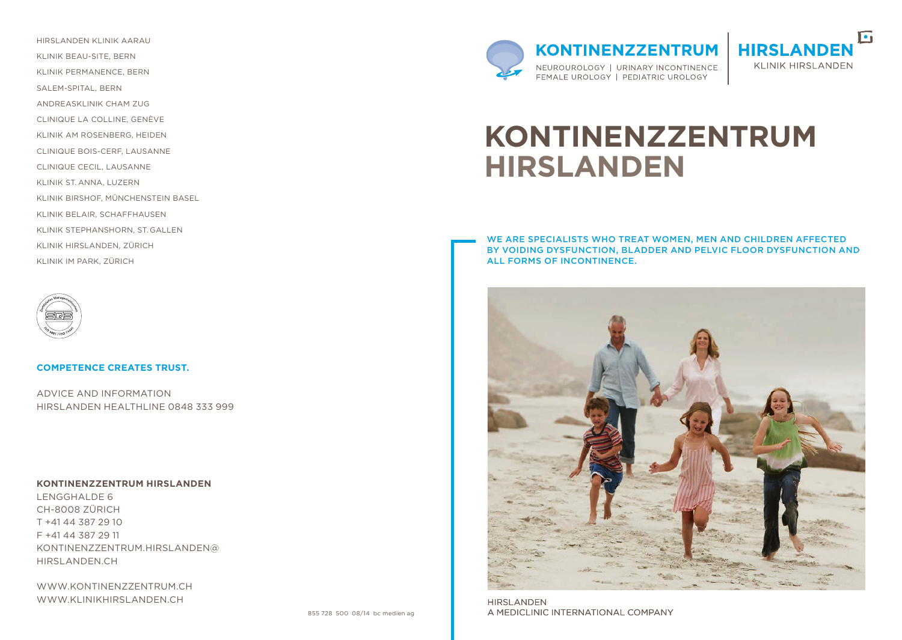HIRSLANDEN KLINIK AARAU
KLINIK BEAU-SITE, BERN
KLINIK PERMANENCE, BERN
SALEM-SPITAL, BERN
ANDREASKLINIK CHAM ZUG
CLINIQUE LA COLLINE, GENÈVE
KLINIK AM ROSENBERG, HEIDEN
CLINIQUE BOIS-CERF, LAUSANNE
CLINIQUE CECIL, LAUSANNE
KLINIK ST. ANNA, LUZERN
KLINIK BIRSHOF, MÜNCHENSTEIN BASEL
KLINIK BELAIR, SCHAFFHAUSEN
KLINIK STEPHANSHORN, ST. GALLEN
KLINIK HIRSLANDEN, ZÜRICH
KLINIK IM PARK, ZÜRICH

**COMPETENCE CREATES TRUST.**

ADVICE AND INFORMATION
HIRSLANDEN HEALTHLINE 0848 333 999

**KONTINENZZENTRUM HIRSLANDEN**
LENGGHALDE 6
CH-8008 ZÜRICH
T +41 44 387 29 10
F +41 44 387 29 11
KONTINENZZENTRUM.HIRSLANDEN@HIRSLANDEN.CH

WWW.KONTINENZZENTRUM.CH
WWW.KLINIKHIRSLANDEN.CH

855 728 500 08/14 bc medien ag

**KONTINENZZENTRUM**
NEUROUROLOGY | URINARY INCONTINENCE
FEMALE UROLOGY | PEDIATRIC UROLOGY

**HIRSLANDEN**
KLINIK HIRSLANDEN

# KONTINENZZENTRUM HIRSLANDEN

**WE ARE SPECIALISTS WHO TREAT WOMEN, MEN AND CHILDREN AFFECTED BY VOIDING DYSFUNCTION, BLADDER AND PELVIC FLOOR DYSFUNCTION AND ALL FORMS OF INCONTINENCE.**

HIRSLANDEN
A MEDICLINIC INTERNATIONAL COMPANY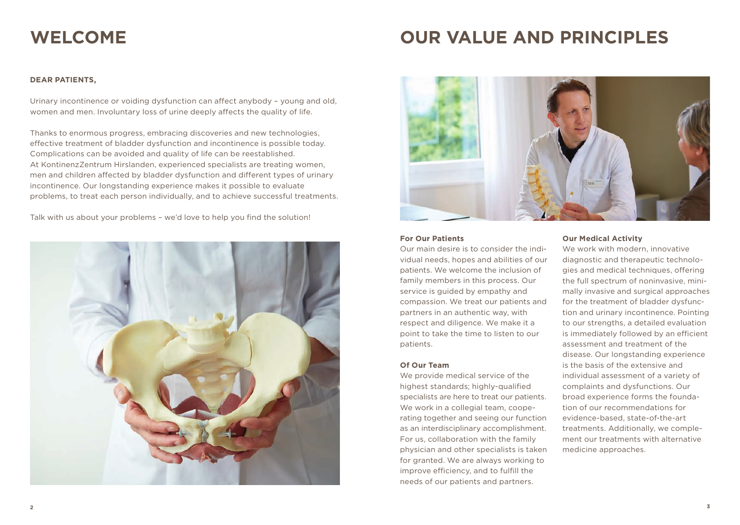# WELCOME

**DEAR PATIENTS,**

Urinary incontinence or voiding dysfunction can affect anybody – young and old, women and men. Involuntary loss of urine deeply affects the quality of life.

Thanks to enormous progress, embracing discoveries and new technologies, effective treatment of bladder dysfunction and incontinence is possible today. Complications can be avoided and quality of life can be reestablished. At KontinenzZentrum Hirslanden, experienced specialists are treating women, men and children affected by bladder dysfunction and different types of urinary incontinence. Our longstanding experience makes it possible to evaluate problems, to treat each person individually, and to achieve successful treatments.

Talk with us about your problems – we'd love to help you find the solution!

# OUR VALUE AND PRINCIPLES

**For Our Patients**

Our main desire is to consider the individual needs, hopes and abilities of our patients. We welcome the inclusion of family members in this process. Our service is guided by empathy and compassion. We treat our patients and partners in an authentic way, with respect and diligence. We make it a point to take the time to listen to our patients.

**Of Our Team**

We provide medical service of the highest standards; highly-qualified specialists are here to treat our patients. We work in a collegial team, cooperating together and seeing our function as an interdisciplinary accomplishment. For us, collaboration with the family physician and other specialists is taken for granted. We are always working to improve efficiency, and to fulfill the needs of our patients and partners.

**Our Medical Activity**

We work with modern, innovative diagnostic and therapeutic technologies and medical techniques, offering the full spectrum of noninvasive, minimally invasive and surgical approaches for the treatment of bladder dysfunction and urinary incontinence. Pointing to our strengths, a detailed evaluation is immediately followed by an efficient assessment and treatment of the disease. Our longstanding experience is the basis of the extensive and individual assessment of a variety of complaints and dysfunctions. Our broad experience forms the foundation of our recommendations for evidence-based, state-of-the-art treatments. Additionally, we complement our treatments with alternative medicine approaches.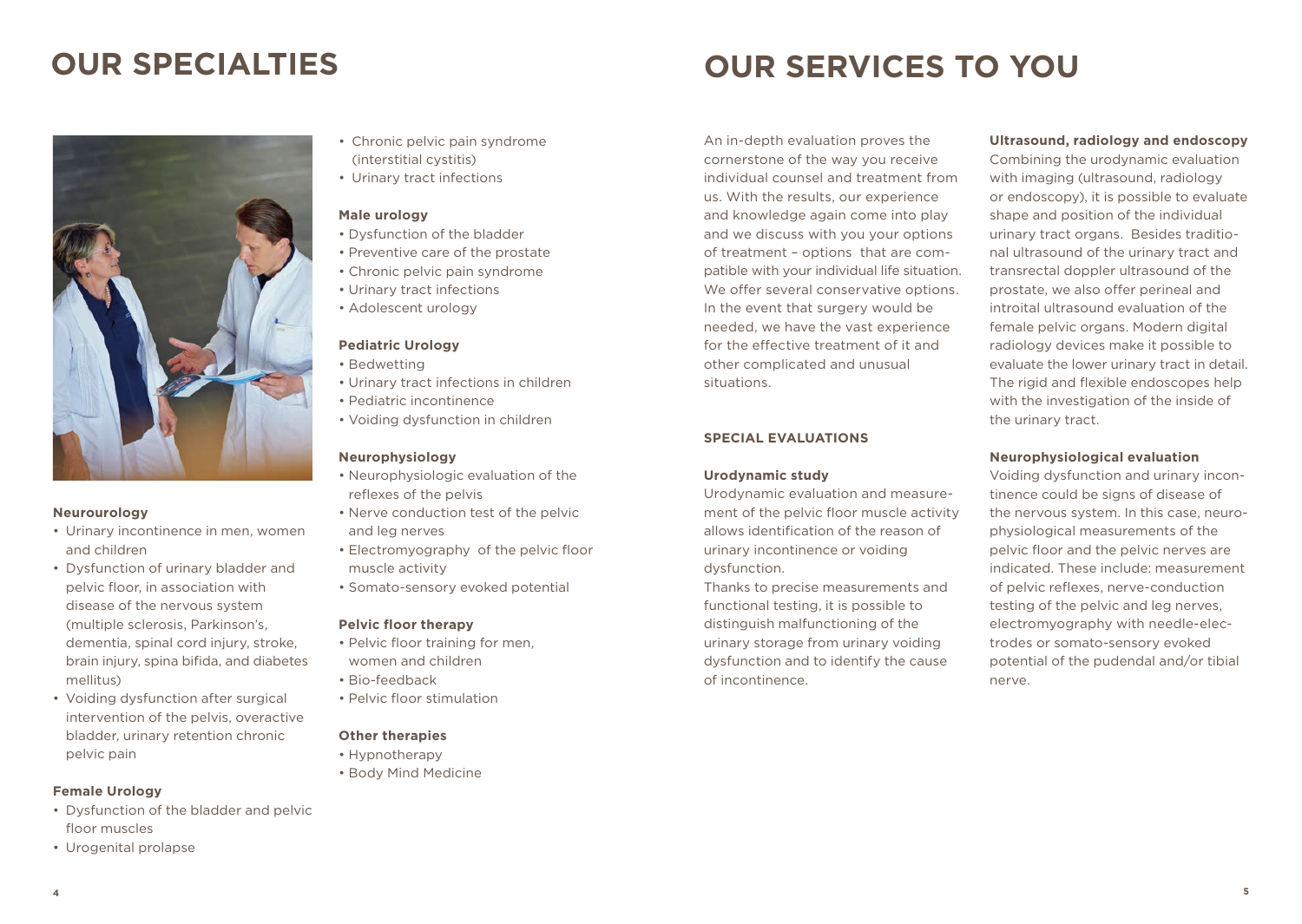# OUR SPECIALTIES

**Neurourology**

- Urinary incontinence in men, women and children
- Dysfunction of urinary bladder and pelvic floor, in association with disease of the nervous system (multiple sclerosis, Parkinson's, dementia, spinal cord injury, stroke, brain injury, spina bifida, and diabetes mellitus)
- Voiding dysfunction after surgical intervention of the pelvis, overactive bladder, urinary retention chronic pelvic pain

**Female Urology**

- Dysfunction of the bladder and pelvic floor muscles
- Urogenital prolapse
- Chronic pelvic pain syndrome (interstitial cystitis)
- Urinary tract infections

**Male urology**

- Dysfunction of the bladder
- Preventive care of the prostate
- Chronic pelvic pain syndrome
- Urinary tract infections
- Adolescent urology

**Pediatric Urology**

- Bedwetting
- Urinary tract infections in children
- Pediatric incontinence
- Voiding dysfunction in children

**Neurophysiology**

- Neurophysiologic evaluation of the reflexes of the pelvis
- Nerve conduction test of the pelvic and leg nerves
- Electromyography of the pelvic floor muscle activity
- Somato-sensory evoked potential

**Pelvic floor therapy**

- Pelvic floor training for men, women and children
- Bio-feedback
- Pelvic floor stimulation

**Other therapies**

- Hypnotherapy
- Body Mind Medicine

# OUR SERVICES TO YOU

An in-depth evaluation proves the cornerstone of the way you receive individual counsel and treatment from us. With the results, our experience and knowledge again come into play and we discuss with you your options of treatment – options that are compatible with your individual life situation. We offer several conservative options. In the event that surgery would be needed, we have the vast experience for the effective treatment of it and other complicated and unusual situations.

## SPECIAL EVALUATIONS

**Urodynamic study**

Urodynamic evaluation and measurement of the pelvic floor muscle activity allows identification of the reason of urinary incontinence or voiding dysfunction.

Thanks to precise measurements and functional testing, it is possible to distinguish malfunctioning of the urinary storage from urinary voiding dysfunction and to identify the cause of incontinence.

**Ultrasound, radiology and endoscopy**

Combining the urodynamic evaluation with imaging (ultrasound, radiology or endoscopy), it is possible to evaluate shape and position of the individual urinary tract organs. Besides traditional ultrasound of the urinary tract and transrectal doppler ultrasound of the prostate, we also offer perineal and introital ultrasound evaluation of the female pelvic organs. Modern digital radiology devices make it possible to evaluate the lower urinary tract in detail. The rigid and flexible endoscopes help with the investigation of the inside of the urinary tract.

**Neurophysiological evaluation**

Voiding dysfunction and urinary incontinence could be signs of disease of the nervous system. In this case, neurophysiological measurements of the pelvic floor and the pelvic nerves are indicated. These include: measurement of pelvic reflexes, nerve-conduction testing of the pelvic and leg nerves, electromyography with needle-electrodes or somato-sensory evoked potential of the pudendal and/or tibial nerve.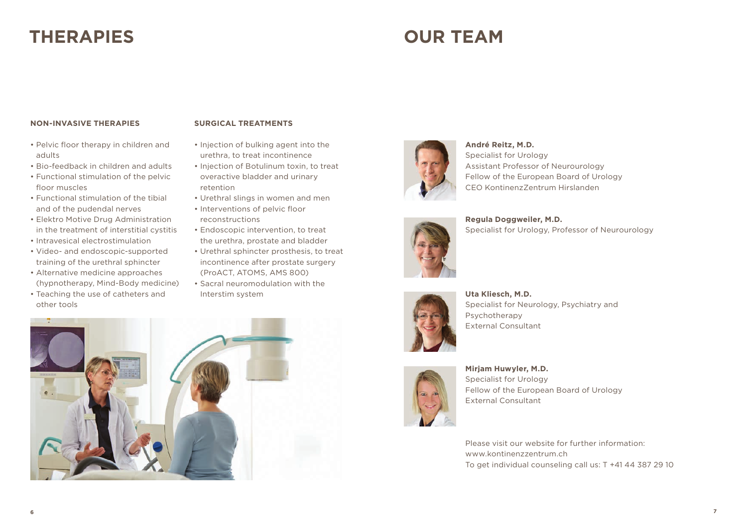# THERAPIES

### NON-INVASIVE THERAPIES

- Pelvic floor therapy in children and adults
- Bio-feedback in children and adults
- Functional stimulation of the pelvic floor muscles
- Functional stimulation of the tibial and of the pudendal nerves
- Elektro Motive Drug Administration in the treatment of interstitial cystitis
- Intravesical electrostimulation
- Video- and endoscopic-supported training of the urethral sphincter
- Alternative medicine approaches (hypnotherapy, Mind-Body medicine)
- Teaching the use of catheters and other tools

### SURGICAL TREATMENTS

- Injection of bulking agent into the urethra, to treat incontinence
- Injection of Botulinum toxin, to treat overactive bladder and urinary retention
- Urethral slings in women and men
- Interventions of pelvic floor reconstructions
- Endoscopic intervention, to treat the urethra, prostate and bladder
- Urethral sphincter prosthesis, to treat incontinence after prostate surgery (ProACT, ATOMS, AMS 800)
- Sacral neuromodulation with the Interstim system

# OUR TEAM

**André Reitz, M.D.**
Specialist for Urology
Assistant Professor of Neurourology
Fellow of the European Board of Urology
CEO KontinenzZentrum Hirslanden

**Regula Doggweiler, M.D.**
Specialist for Urology, Professor of Neurourology

**Uta Kliesch, M.D.**
Specialist for Neurology, Psychiatry and Psychotherapy
External Consultant

**Mirjam Huwyler, M.D.**
Specialist for Urology
Fellow of the European Board of Urology
External Consultant

Please visit our website for further information:
www.kontinenzzentrum.ch
To get individual counseling call us: T +41 44 387 29 10